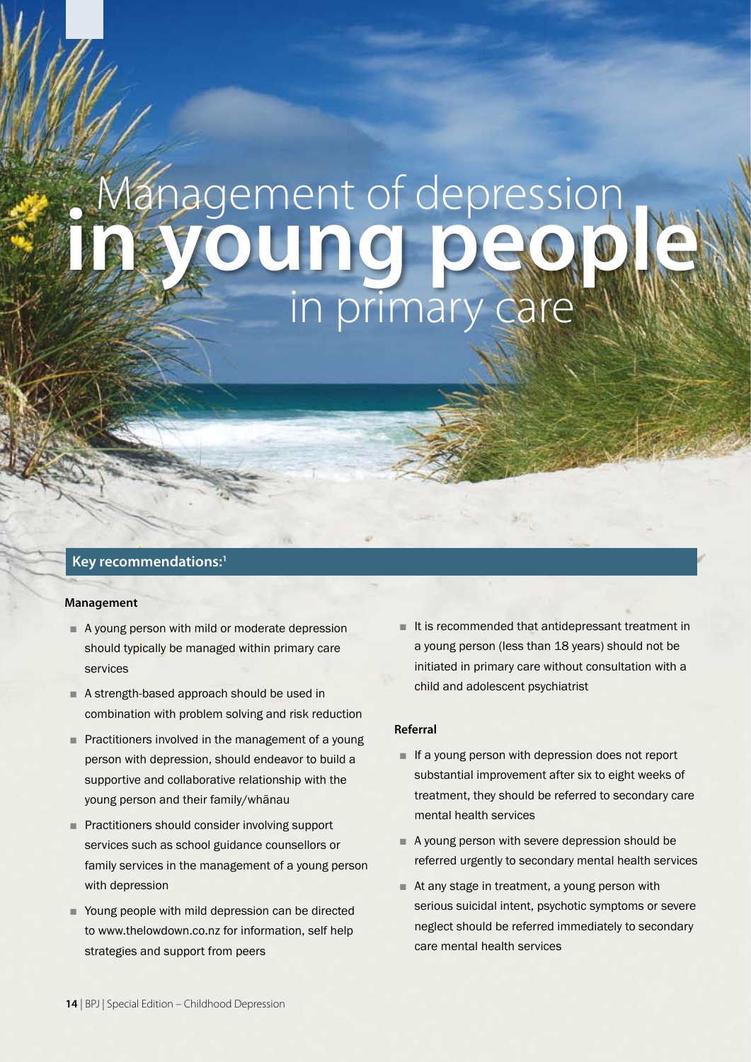# Management of depression in young people in primary care

## Key recommendations:[1]

### Management

- A young person with mild or moderate depression should typically be managed within primary care services
- A strength-based approach should be used in combination with problem solving and risk reduction
- Practitioners involved in the management of a young person with depression, should endeavor to build a supportive and collaborative relationship with the young person and their family/whānau
- Practitioners should consider involving support services such as school guidance counsellors or family services in the management of a young person with depression
- Young people with mild depression can be directed to www.thelowdown.co.nz for information, self help strategies and support from peers
- It is recommended that antidepressant treatment in a young person (less than 18 years) should not be initiated in primary care without consultation with a child and adolescent psychiatrist

### Referral

- If a young person with depression does not report substantial improvement after six to eight weeks of treatment, they should be referred to secondary care mental health services
- A young person with severe depression should be referred urgently to secondary mental health services
- At any stage in treatment, a young person with serious suicidal intent, psychotic symptoms or severe neglect should be referred immediately to secondary care mental health services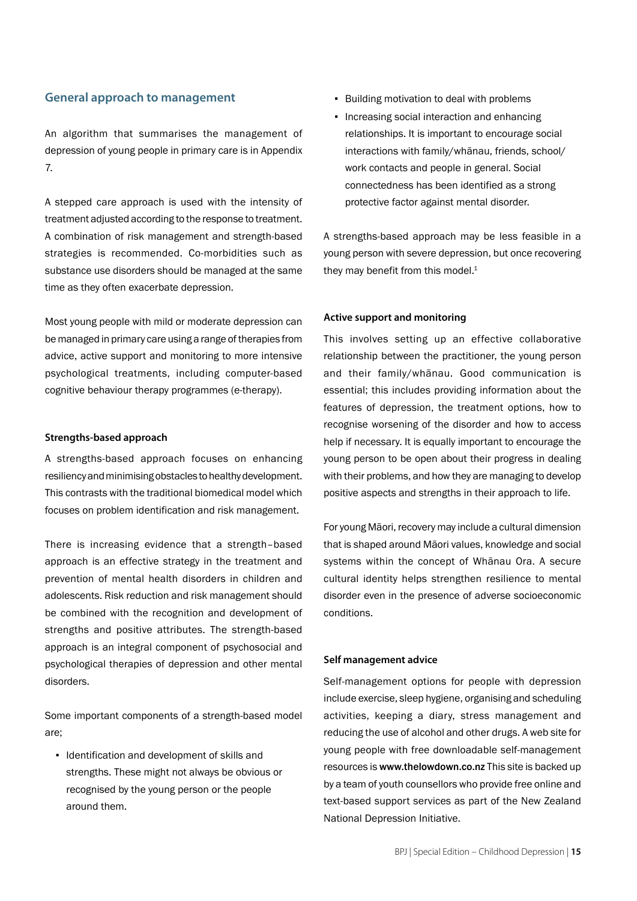## General approach to management

An algorithm that summarises the management of depression of young people in primary care is in Appendix 7.

A stepped care approach is used with the intensity of treatment adjusted according to the response to treatment. A combination of risk management and strength-based strategies is recommended. Co-morbidities such as substance use disorders should be managed at the same time as they often exacerbate depression.

Most young people with mild or moderate depression can be managed in primary care using a range of therapies from advice, active support and monitoring to more intensive psychological treatments, including computer-based cognitive behaviour therapy programmes (e-therapy).

### Strengths-based approach

A strengths-based approach focuses on enhancing resiliency and minimising obstacles to healthy development. This contrasts with the traditional biomedical model which focuses on problem identification and risk management.

There is increasing evidence that a strength–based approach is an effective strategy in the treatment and prevention of mental health disorders in children and adolescents. Risk reduction and risk management should be combined with the recognition and development of strengths and positive attributes. The strength-based approach is an integral component of psychosocial and psychological therapies of depression and other mental disorders.

Some important components of a strength-based model are;

- Identification and development of skills and strengths. These might not always be obvious or recognised by the young person or the people around them.
- Building motivation to deal with problems
- Increasing social interaction and enhancing relationships. It is important to encourage social interactions with family/whānau, friends, school/work contacts and people in general. Social connectedness has been identified as a strong protective factor against mental disorder.

A strengths-based approach may be less feasible in a young person with severe depression, but once recovering they may benefit from this model.[1]

### Active support and monitoring

This involves setting up an effective collaborative relationship between the practitioner, the young person and their family/whānau. Good communication is essential; this includes providing information about the features of depression, the treatment options, how to recognise worsening of the disorder and how to access help if necessary. It is equally important to encourage the young person to be open about their progress in dealing with their problems, and how they are managing to develop positive aspects and strengths in their approach to life.

For young Māori, recovery may include a cultural dimension that is shaped around Māori values, knowledge and social systems within the concept of Whānau Ora. A secure cultural identity helps strengthen resilience to mental disorder even in the presence of adverse socioeconomic conditions.

### Self management advice

Self-management options for people with depression include exercise, sleep hygiene, organising and scheduling activities, keeping a diary, stress management and reducing the use of alcohol and other drugs. A web site for young people with free downloadable self-management resources is **www.thelowdown.co.nz** This site is backed up by a team of youth counsellors who provide free online and text-based support services as part of the New Zealand National Depression Initiative.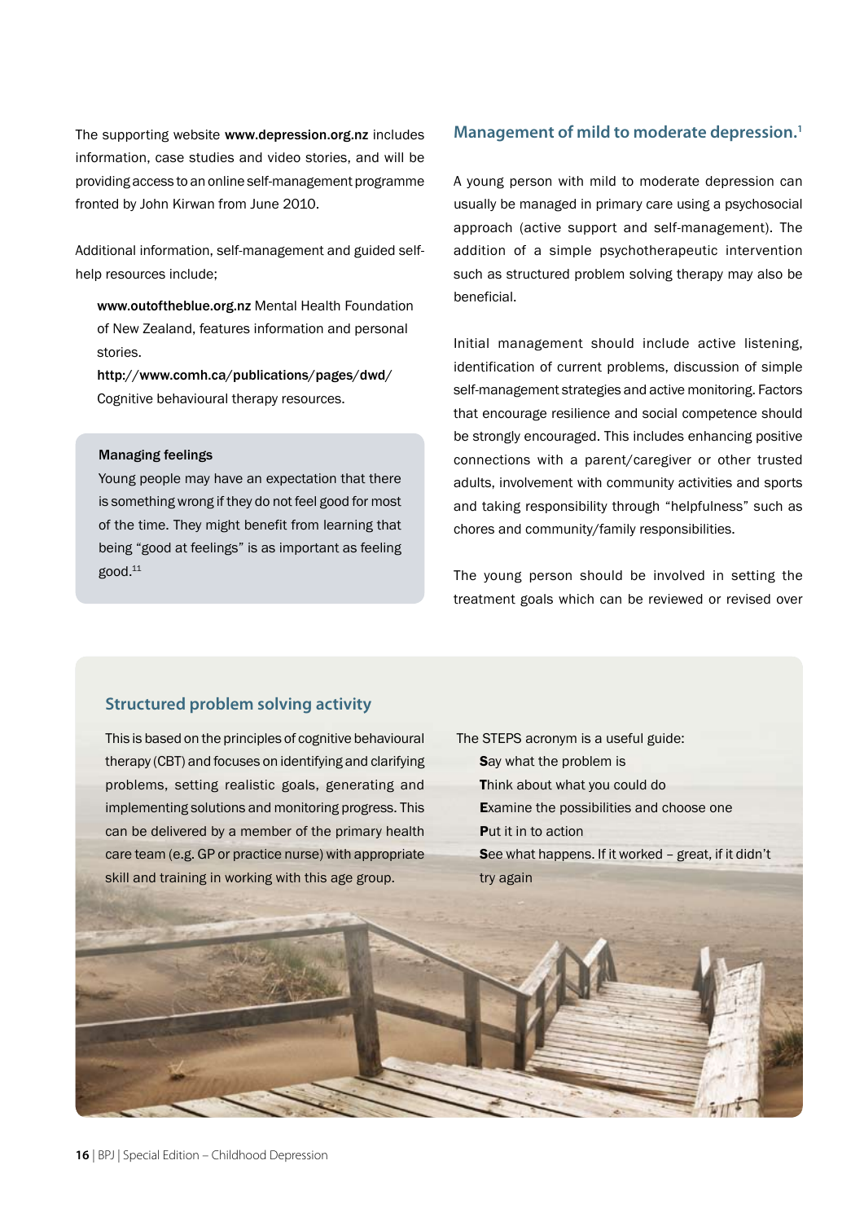The supporting website **www.depression.org.nz** includes information, case studies and video stories, and will be providing access to an online self-management programme fronted by John Kirwan from June 2010.

Additional information, self-management and guided self-help resources include;

- **www.outoftheblue.org.nz** Mental Health Foundation of New Zealand, features information and personal stories.
- **http://www.comh.ca/publications/pages/dwd/** Cognitive behavioural therapy resources.

**Managing feelings**

Young people may have an expectation that there is something wrong if they do not feel good for most of the time. They might benefit from learning that being "good at feelings" is as important as feeling good.[11]

## Management of mild to moderate depression.[1]

A young person with mild to moderate depression can usually be managed in primary care using a psychosocial approach (active support and self-management). The addition of a simple psychotherapeutic intervention such as structured problem solving therapy may also be beneficial.

Initial management should include active listening, identification of current problems, discussion of simple self-management strategies and active monitoring. Factors that encourage resilience and social competence should be strongly encouraged. This includes enhancing positive connections with a parent/caregiver or other trusted adults, involvement with community activities and sports and taking responsibility through "helpfulness" such as chores and community/family responsibilities.

The young person should be involved in setting the treatment goals which can be reviewed or revised over

### Structured problem solving activity

This is based on the principles of cognitive behavioural therapy (CBT) and focuses on identifying and clarifying problems, setting realistic goals, generating and implementing solutions and monitoring progress. This can be delivered by a member of the primary health care team (e.g. GP or practice nurse) with appropriate skill and training in working with this age group.

The STEPS acronym is a useful guide:

- **S**ay what the problem is
- **T**hink about what you could do
- **E**xamine the possibilities and choose one
- **P**ut it in to action
- **S**ee what happens. If it worked – great, if it didn't try again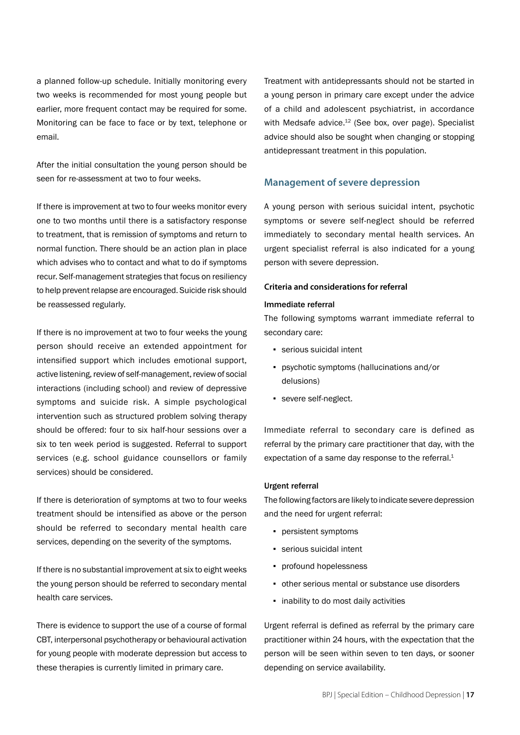a planned follow-up schedule. Initially monitoring every two weeks is recommended for most young people but earlier, more frequent contact may be required for some. Monitoring can be face to face or by text, telephone or email.

After the initial consultation the young person should be seen for re-assessment at two to four weeks.

If there is improvement at two to four weeks monitor every one to two months until there is a satisfactory response to treatment, that is remission of symptoms and return to normal function. There should be an action plan in place which advises who to contact and what to do if symptoms recur. Self-management strategies that focus on resiliency to help prevent relapse are encouraged. Suicide risk should be reassessed regularly.

If there is no improvement at two to four weeks the young person should receive an extended appointment for intensified support which includes emotional support, active listening, review of self-management, review of social interactions (including school) and review of depressive symptoms and suicide risk. A simple psychological intervention such as structured problem solving therapy should be offered: four to six half-hour sessions over a six to ten week period is suggested. Referral to support services (e.g. school guidance counsellors or family services) should be considered.

If there is deterioration of symptoms at two to four weeks treatment should be intensified as above or the person should be referred to secondary mental health care services, depending on the severity of the symptoms.

If there is no substantial improvement at six to eight weeks the young person should be referred to secondary mental health care services.

There is evidence to support the use of a course of formal CBT, interpersonal psychotherapy or behavioural activation for young people with moderate depression but access to these therapies is currently limited in primary care.

Treatment with antidepressants should not be started in a young person in primary care except under the advice of a child and adolescent psychiatrist, in accordance with Medsafe advice.[12] (See box, over page). Specialist advice should also be sought when changing or stopping antidepressant treatment in this population.

## Management of severe depression

A young person with serious suicidal intent, psychotic symptoms or severe self-neglect should be referred immediately to secondary mental health services. An urgent specialist referral is also indicated for a young person with severe depression.

### Criteria and considerations for referral

#### Immediate referral

The following symptoms warrant immediate referral to secondary care:

- serious suicidal intent
- psychotic symptoms (hallucinations and/or delusions)
- severe self-neglect.

Immediate referral to secondary care is defined as referral by the primary care practitioner that day, with the expectation of a same day response to the referral.[1]

#### Urgent referral

The following factors are likely to indicate severe depression and the need for urgent referral:

- persistent symptoms
- serious suicidal intent
- profound hopelessness
- other serious mental or substance use disorders
- inability to do most daily activities

Urgent referral is defined as referral by the primary care practitioner within 24 hours, with the expectation that the person will be seen within seven to ten days, or sooner depending on service availability.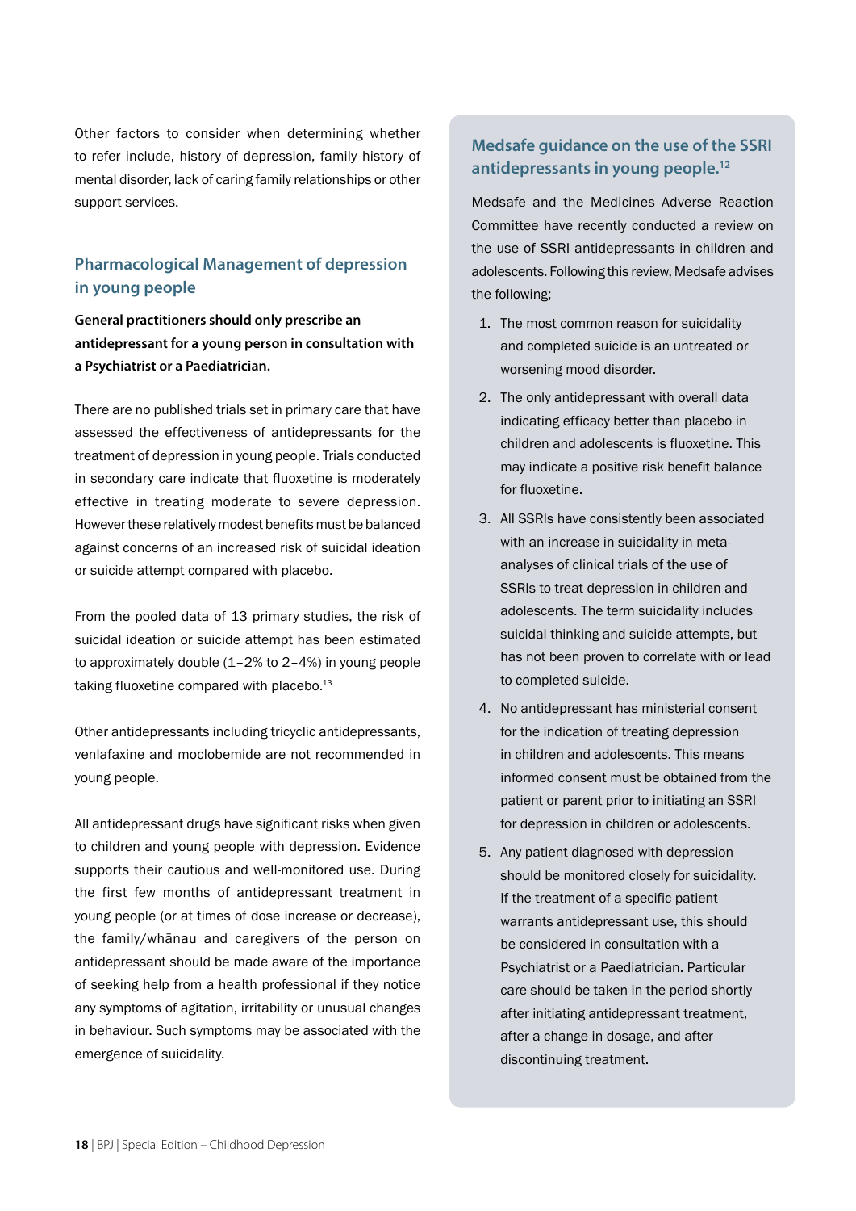Other factors to consider when determining whether to refer include, history of depression, family history of mental disorder, lack of caring family relationships or other support services.

## Pharmacological Management of depression in young people

**General practitioners should only prescribe an antidepressant for a young person in consultation with a Psychiatrist or a Paediatrician.**

There are no published trials set in primary care that have assessed the effectiveness of antidepressants for the treatment of depression in young people. Trials conducted in secondary care indicate that fluoxetine is moderately effective in treating moderate to severe depression. However these relatively modest benefits must be balanced against concerns of an increased risk of suicidal ideation or suicide attempt compared with placebo.

From the pooled data of 13 primary studies, the risk of suicidal ideation or suicide attempt has been estimated to approximately double (1–2% to 2–4%) in young people taking fluoxetine compared with placebo.[13]

Other antidepressants including tricyclic antidepressants, venlafaxine and moclobemide are not recommended in young people.

All antidepressant drugs have significant risks when given to children and young people with depression. Evidence supports their cautious and well-monitored use. During the first few months of antidepressant treatment in young people (or at times of dose increase or decrease), the family/whānau and caregivers of the person on antidepressant should be made aware of the importance of seeking help from a health professional if they notice any symptoms of agitation, irritability or unusual changes in behaviour. Such symptoms may be associated with the emergence of suicidality.

### Medsafe guidance on the use of the SSRI antidepressants in young people.[12]

Medsafe and the Medicines Adverse Reaction Committee have recently conducted a review on the use of SSRI antidepressants in children and adolescents. Following this review, Medsafe advises the following;

1. The most common reason for suicidality and completed suicide is an untreated or worsening mood disorder.
2. The only antidepressant with overall data indicating efficacy better than placebo in children and adolescents is fluoxetine. This may indicate a positive risk benefit balance for fluoxetine.
3. All SSRIs have consistently been associated with an increase in suicidality in meta-analyses of clinical trials of the use of SSRIs to treat depression in children and adolescents. The term suicidality includes suicidal thinking and suicide attempts, but has not been proven to correlate with or lead to completed suicide.
4. No antidepressant has ministerial consent for the indication of treating depression in children and adolescents. This means informed consent must be obtained from the patient or parent prior to initiating an SSRI for depression in children or adolescents.
5. Any patient diagnosed with depression should be monitored closely for suicidality. If the treatment of a specific patient warrants antidepressant use, this should be considered in consultation with a Psychiatrist or a Paediatrician. Particular care should be taken in the period shortly after initiating antidepressant treatment, after a change in dosage, and after discontinuing treatment.